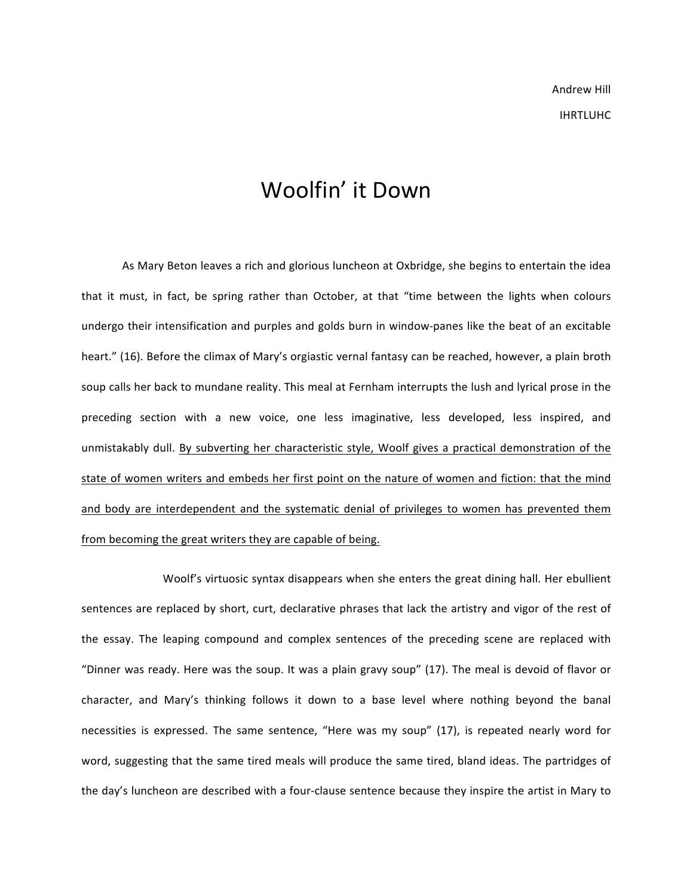Andrew Hill

IHRTLUHC

# Woolfin' it Down

As Mary Beton leaves a rich and glorious luncheon at Oxbridge, she begins to entertain the idea that it must, in fact, be spring rather than October, at that "time between the lights when colours undergo their intensification and purples and golds burn in window-panes like the beat of an excitable heart." (16). Before the climax of Mary's orgiastic vernal fantasy can be reached, however, a plain broth soup calls her back to mundane reality. This meal at Fernham interrupts the lush and lyrical prose in the preceding section with a new voice, one less imaginative, less developed, less inspired, and unmistakably dull. <u>By subverting her characteristic style, Woolf gives a practical demonstration of the state of women writers and embeds her first point on the nature of women and fiction: that the mind and body are interdependent and the systematic denial of privileges to women has prevented them from becoming the great writers they are capable of being.</u>

Woolf's virtuosic syntax disappears when she enters the great dining hall. Her ebullient sentences are replaced by short, curt, declarative phrases that lack the artistry and vigor of the rest of the essay. The leaping compound and complex sentences of the preceding scene are replaced with "Dinner was ready. Here was the soup. It was a plain gravy soup" (17). The meal is devoid of flavor or character, and Mary's thinking follows it down to a base level where nothing beyond the banal necessities is expressed. The same sentence, "Here was my soup" (17), is repeated nearly word for word, suggesting that the same tired meals will produce the same tired, bland ideas. The partridges of the day's luncheon are described with a four-clause sentence because they inspire the artist in Mary to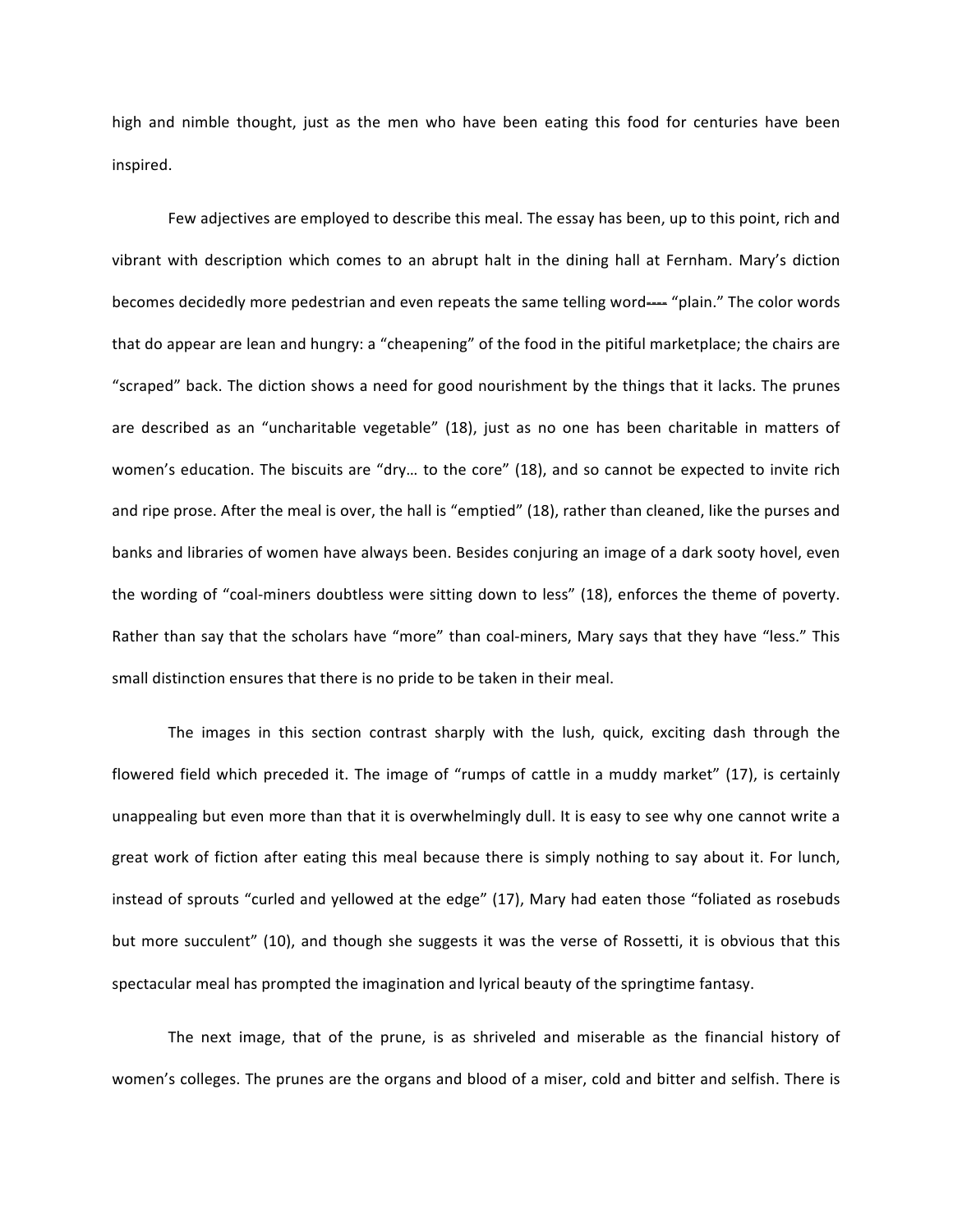high and nimble thought, just as the men who have been eating this food for centuries have been inspired.

Few adjectives are employed to describe this meal. The essay has been, up to this point, rich and vibrant with description which comes to an abrupt halt in the dining hall at Fernham. Mary's diction becomes decidedly more pedestrian and even repeats the same telling word—— "plain." The color words that do appear are lean and hungry: a "cheapening" of the food in the pitiful marketplace; the chairs are "scraped" back. The diction shows a need for good nourishment by the things that it lacks. The prunes are described as an "uncharitable vegetable" (18), just as no one has been charitable in matters of women's education. The biscuits are "dry… to the core" (18), and so cannot be expected to invite rich and ripe prose. After the meal is over, the hall is "emptied" (18), rather than cleaned, like the purses and banks and libraries of women have always been. Besides conjuring an image of a dark sooty hovel, even the wording of "coal-miners doubtless were sitting down to less" (18), enforces the theme of poverty. Rather than say that the scholars have "more" than coal-miners, Mary says that they have "less." This small distinction ensures that there is no pride to be taken in their meal.

The images in this section contrast sharply with the lush, quick, exciting dash through the flowered field which preceded it. The image of "rumps of cattle in a muddy market" (17), is certainly unappealing but even more than that it is overwhelmingly dull. It is easy to see why one cannot write a great work of fiction after eating this meal because there is simply nothing to say about it. For lunch, instead of sprouts "curled and yellowed at the edge" (17), Mary had eaten those "foliated as rosebuds but more succulent" (10), and though she suggests it was the verse of Rossetti, it is obvious that this spectacular meal has prompted the imagination and lyrical beauty of the springtime fantasy.

The next image, that of the prune, is as shriveled and miserable as the financial history of women's colleges. The prunes are the organs and blood of a miser, cold and bitter and selfish. There is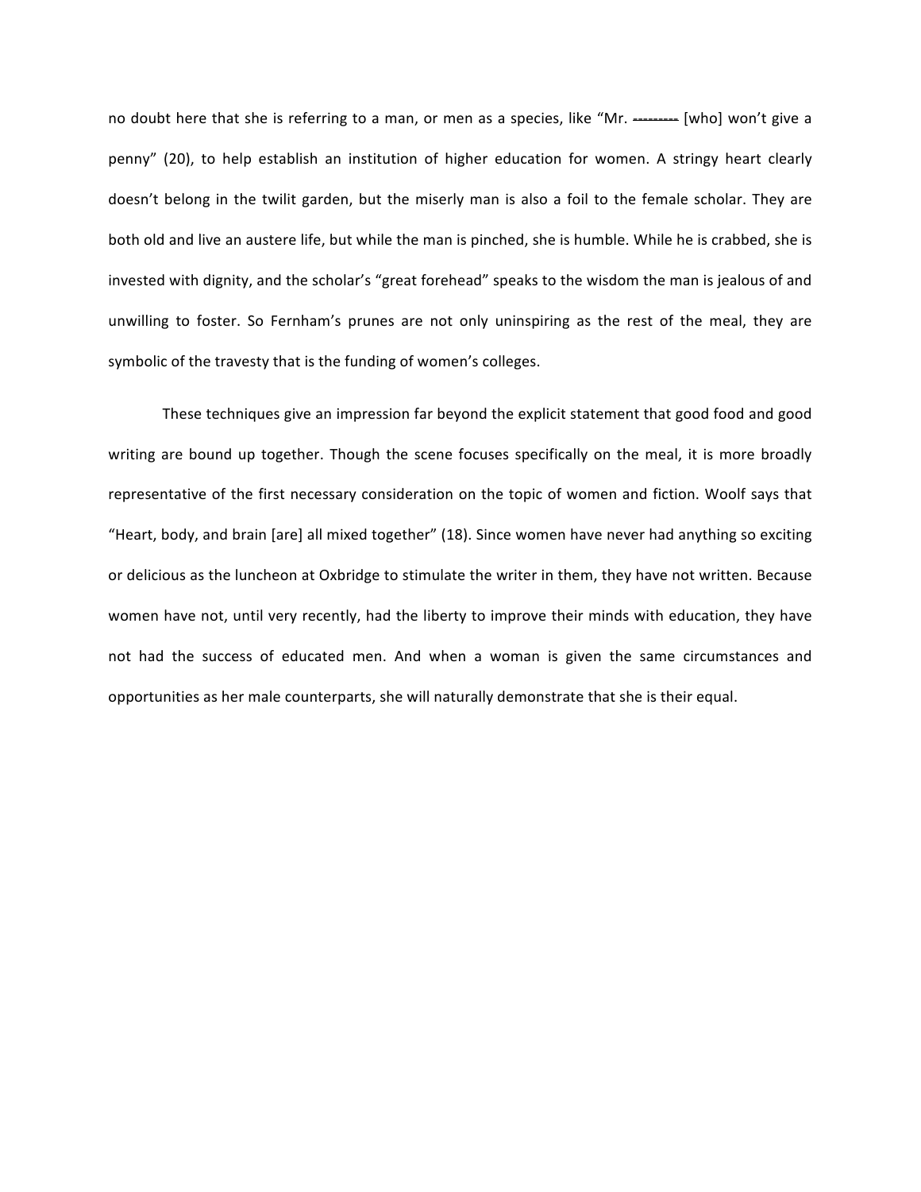no doubt here that she is referring to a man, or men as a species, like "Mr. --------- [who] won't give a penny" (20), to help establish an institution of higher education for women. A stringy heart clearly doesn't belong in the twilit garden, but the miserly man is also a foil to the female scholar. They are both old and live an austere life, but while the man is pinched, she is humble. While he is crabbed, she is invested with dignity, and the scholar's "great forehead" speaks to the wisdom the man is jealous of and unwilling to foster. So Fernham's prunes are not only uninspiring as the rest of the meal, they are symbolic of the travesty that is the funding of women's colleges.

These techniques give an impression far beyond the explicit statement that good food and good writing are bound up together. Though the scene focuses specifically on the meal, it is more broadly representative of the first necessary consideration on the topic of women and fiction. Woolf says that "Heart, body, and brain [are] all mixed together" (18). Since women have never had anything so exciting or delicious as the luncheon at Oxbridge to stimulate the writer in them, they have not written. Because women have not, until very recently, had the liberty to improve their minds with education, they have not had the success of educated men. And when a woman is given the same circumstances and opportunities as her male counterparts, she will naturally demonstrate that she is their equal.